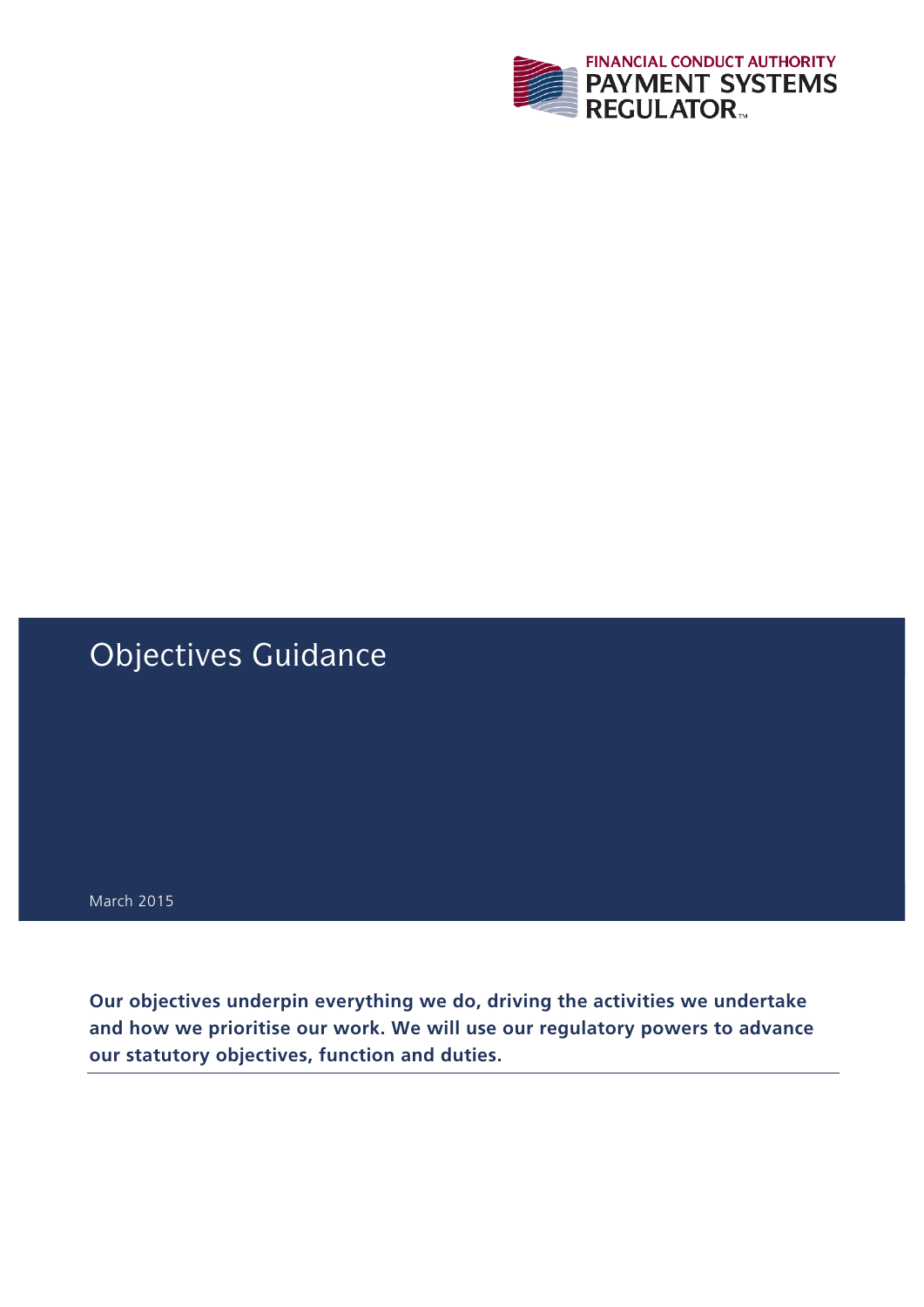FINANCIAL CONDUCT AUTHORITY
PAYMENT SYSTEMS REGULATOR

# Objectives Guidance

March 2015

**Our objectives underpin everything we do, driving the activities we undertake and how we prioritise our work. We will use our regulatory powers to advance our statutory objectives, function and duties.**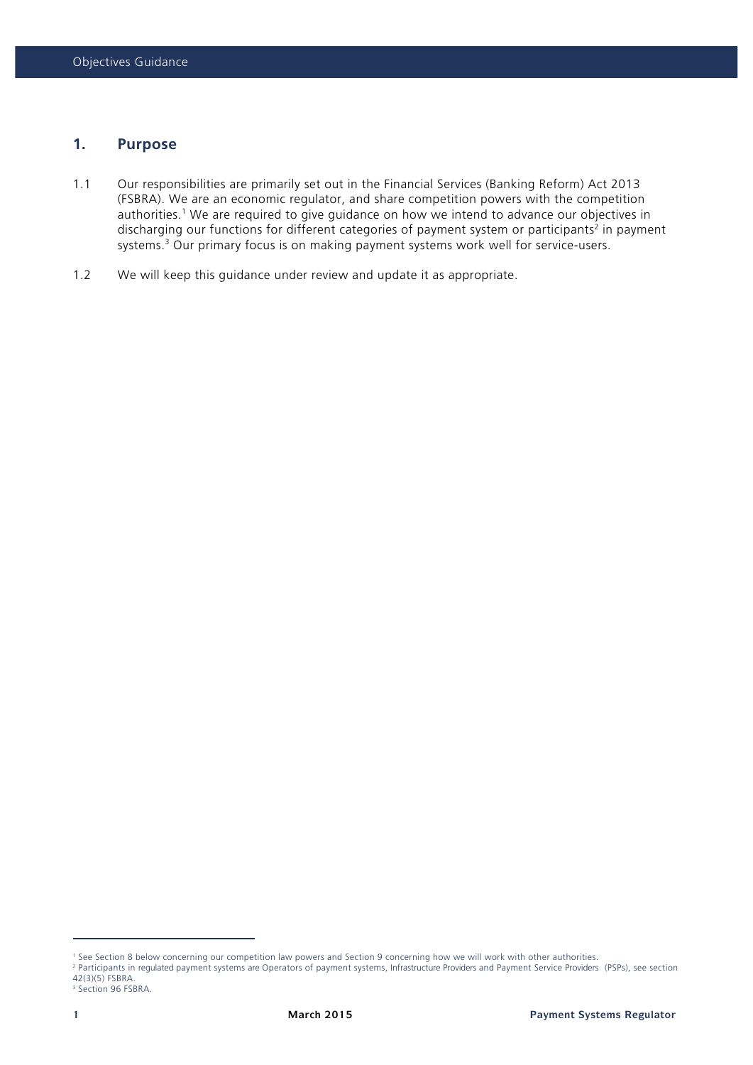## 1. Purpose

1.1 Our responsibilities are primarily set out in the Financial Services (Banking Reform) Act 2013 (FSBRA). We are an economic regulator, and share competition powers with the competition authorities.[1] We are required to give guidance on how we intend to advance our objectives in discharging our functions for different categories of payment system or participants[2] in payment systems.[3] Our primary focus is on making payment systems work well for service-users.

1.2 We will keep this guidance under review and update it as appropriate.

---

[1] See Section 8 below concerning our competition law powers and Section 9 concerning how we will work with other authorities.

[2] Participants in regulated payment systems are Operators of payment systems, Infrastructure Providers and Payment Service Providers (PSPs), see section 42(3)(5) FSBRA.

[3] Section 96 FSBRA.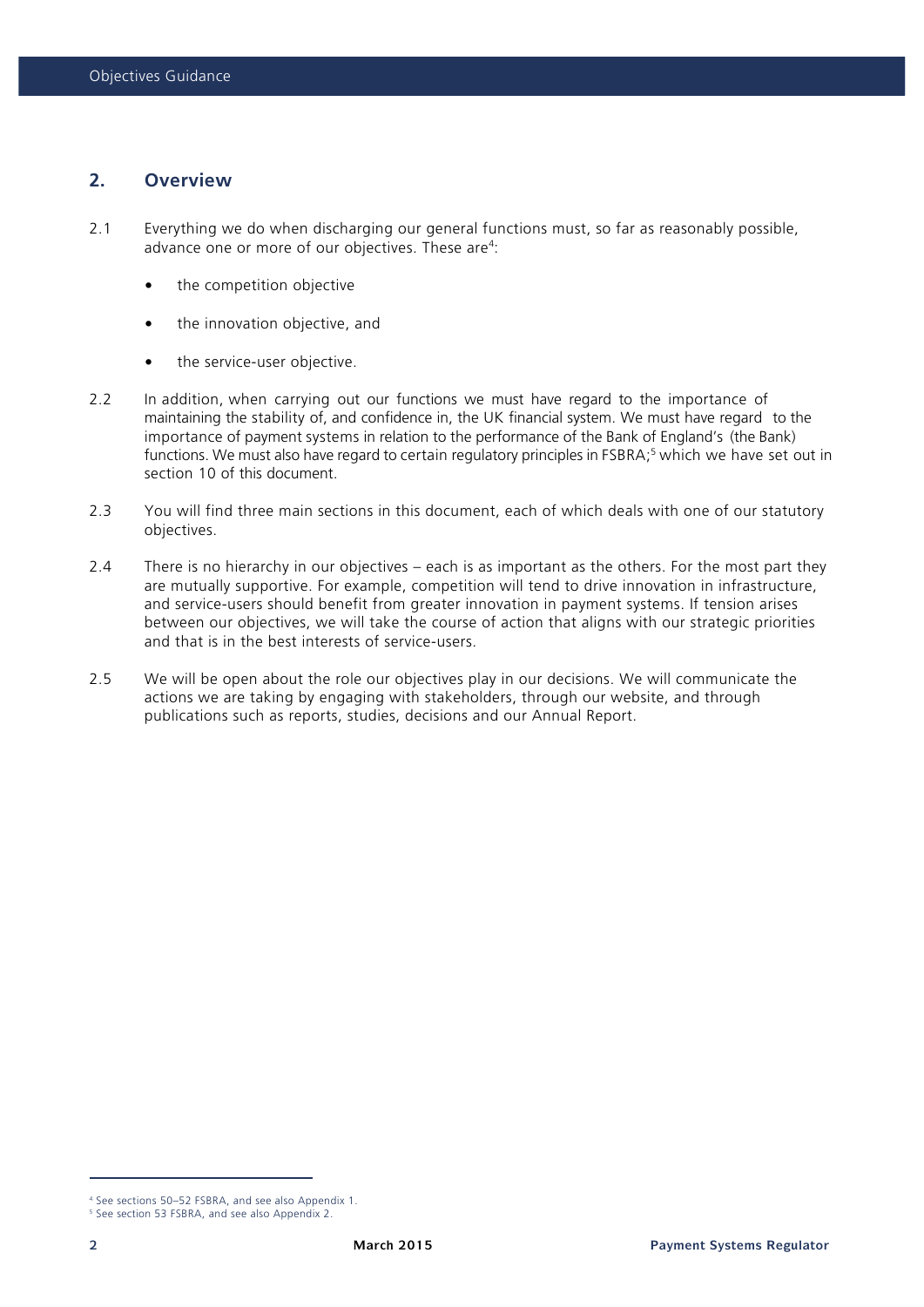## 2. Overview

2.1 Everything we do when discharging our general functions must, so far as reasonably possible, advance one or more of our objectives. These are[4]:

- the competition objective
- the innovation objective, and
- the service-user objective.

2.2 In addition, when carrying out our functions we must have regard to the importance of maintaining the stability of, and confidence in, the UK financial system. We must have regard to the importance of payment systems in relation to the performance of the Bank of England's (the Bank) functions. We must also have regard to certain regulatory principles in FSBRA;[5] which we have set out in section 10 of this document.

2.3 You will find three main sections in this document, each of which deals with one of our statutory objectives.

2.4 There is no hierarchy in our objectives – each is as important as the others. For the most part they are mutually supportive. For example, competition will tend to drive innovation in infrastructure, and service-users should benefit from greater innovation in payment systems. If tension arises between our objectives, we will take the course of action that aligns with our strategic priorities and that is in the best interests of service-users.

2.5 We will be open about the role our objectives play in our decisions. We will communicate the actions we are taking by engaging with stakeholders, through our website, and through publications such as reports, studies, decisions and our Annual Report.

[4] See sections 50–52 FSBRA, and see also Appendix 1.

[5] See section 53 FSBRA, and see also Appendix 2.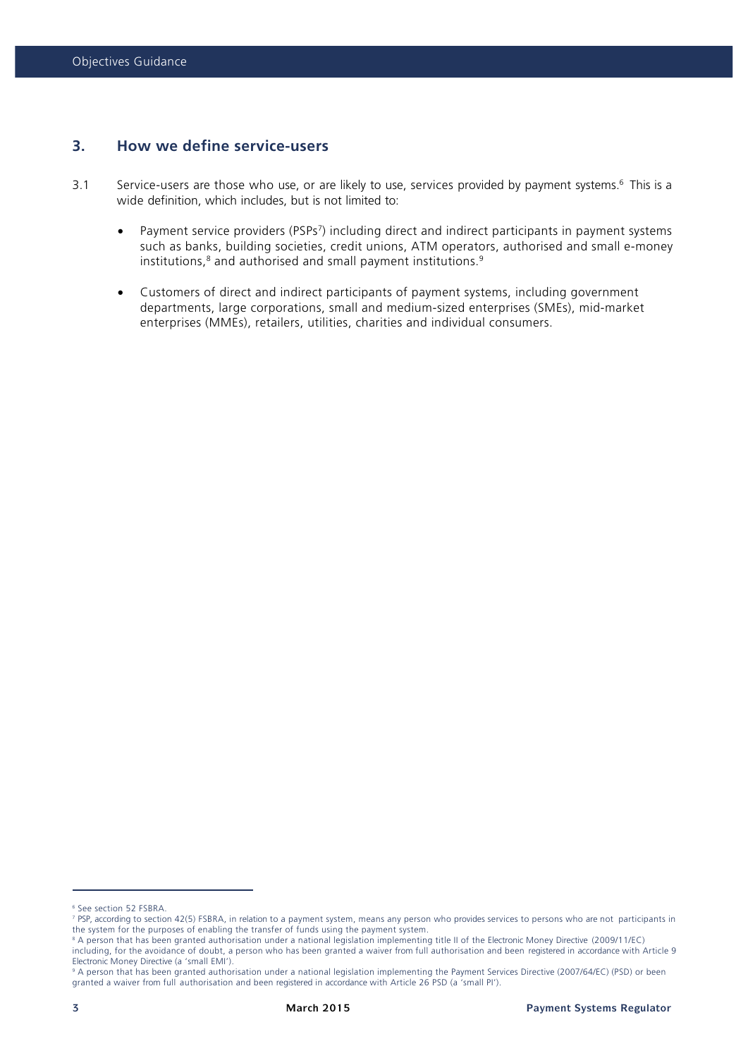## 3. How we define service-users

3.1 Service-users are those who use, or are likely to use, services provided by payment systems.[6] This is a wide definition, which includes, but is not limited to:

- Payment service providers (PSPs[7]) including direct and indirect participants in payment systems such as banks, building societies, credit unions, ATM operators, authorised and small e-money institutions,[8] and authorised and small payment institutions.[9]
- Customers of direct and indirect participants of payment systems, including government departments, large corporations, small and medium-sized enterprises (SMEs), mid-market enterprises (MMEs), retailers, utilities, charities and individual consumers.

---

[6] See section 52 FSBRA.

[7] PSP, according to section 42(5) FSBRA, in relation to a payment system, means any person who provides services to persons who are not participants in the system for the purposes of enabling the transfer of funds using the payment system.

[8] A person that has been granted authorisation under a national legislation implementing title II of the Electronic Money Directive (2009/11/EC) including, for the avoidance of doubt, a person who has been granted a waiver from full authorisation and been registered in accordance with Article 9 Electronic Money Directive (a 'small EMI').

[9] A person that has been granted authorisation under a national legislation implementing the Payment Services Directive (2007/64/EC) (PSD) or been granted a waiver from full authorisation and been registered in accordance with Article 26 PSD (a 'small PI').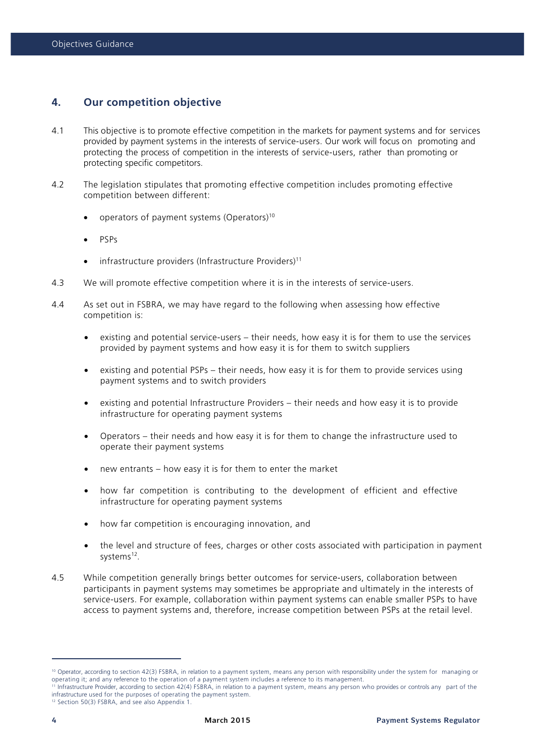## 4. Our competition objective

4.1 This objective is to promote effective competition in the markets for payment systems and for services provided by payment systems in the interests of service-users. Our work will focus on promoting and protecting the process of competition in the interests of service-users, rather than promoting or protecting specific competitors.

4.2 The legislation stipulates that promoting effective competition includes promoting effective competition between different:

- operators of payment systems (Operators)[10]
- PSPs
- infrastructure providers (Infrastructure Providers)[11]

4.3 We will promote effective competition where it is in the interests of service-users.

4.4 As set out in FSBRA, we may have regard to the following when assessing how effective competition is:

- existing and potential service-users – their needs, how easy it is for them to use the services provided by payment systems and how easy it is for them to switch suppliers
- existing and potential PSPs – their needs, how easy it is for them to provide services using payment systems and to switch providers
- existing and potential Infrastructure Providers – their needs and how easy it is to provide infrastructure for operating payment systems
- Operators – their needs and how easy it is for them to change the infrastructure used to operate their payment systems
- new entrants – how easy it is for them to enter the market
- how far competition is contributing to the development of efficient and effective infrastructure for operating payment systems
- how far competition is encouraging innovation, and
- the level and structure of fees, charges or other costs associated with participation in payment systems[12].

4.5 While competition generally brings better outcomes for service-users, collaboration between participants in payment systems may sometimes be appropriate and ultimately in the interests of service-users. For example, collaboration within payment systems can enable smaller PSPs to have access to payment systems and, therefore, increase competition between PSPs at the retail level.

---

[10] Operator, according to section 42(3) FSBRA, in relation to a payment system, means any person with responsibility under the system for managing or operating it; and any reference to the operation of a payment system includes a reference to its management.

[11] Infrastructure Provider, according to section 42(4) FSBRA, in relation to a payment system, means any person who provides or controls any part of the infrastructure used for the purposes of operating the payment system.

[12] Section 50(3) FSBRA, and see also Appendix 1.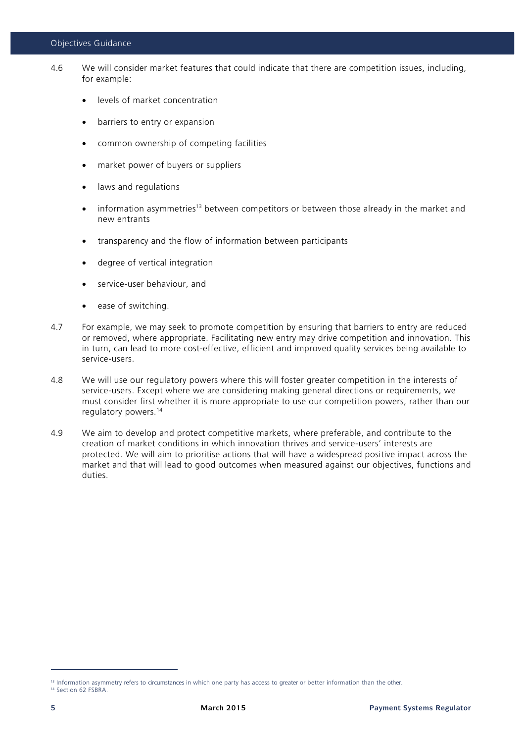4.6 We will consider market features that could indicate that there are competition issues, including, for example:

- levels of market concentration
- barriers to entry or expansion
- common ownership of competing facilities
- market power of buyers or suppliers
- laws and regulations
- information asymmetries[13] between competitors or between those already in the market and new entrants
- transparency and the flow of information between participants
- degree of vertical integration
- service-user behaviour, and
- ease of switching.

4.7 For example, we may seek to promote competition by ensuring that barriers to entry are reduced or removed, where appropriate. Facilitating new entry may drive competition and innovation. This in turn, can lead to more cost-effective, efficient and improved quality services being available to service-users.

4.8 We will use our regulatory powers where this will foster greater competition in the interests of service-users. Except where we are considering making general directions or requirements, we must consider first whether it is more appropriate to use our competition powers, rather than our regulatory powers.[14]

4.9 We aim to develop and protect competitive markets, where preferable, and contribute to the creation of market conditions in which innovation thrives and service-users' interests are protected. We will aim to prioritise actions that will have a widespread positive impact across the market and that will lead to good outcomes when measured against our objectives, functions and duties.

---

[13] Information asymmetry refers to circumstances in which one party has access to greater or better information than the other.

[14] Section 62 FSBRA.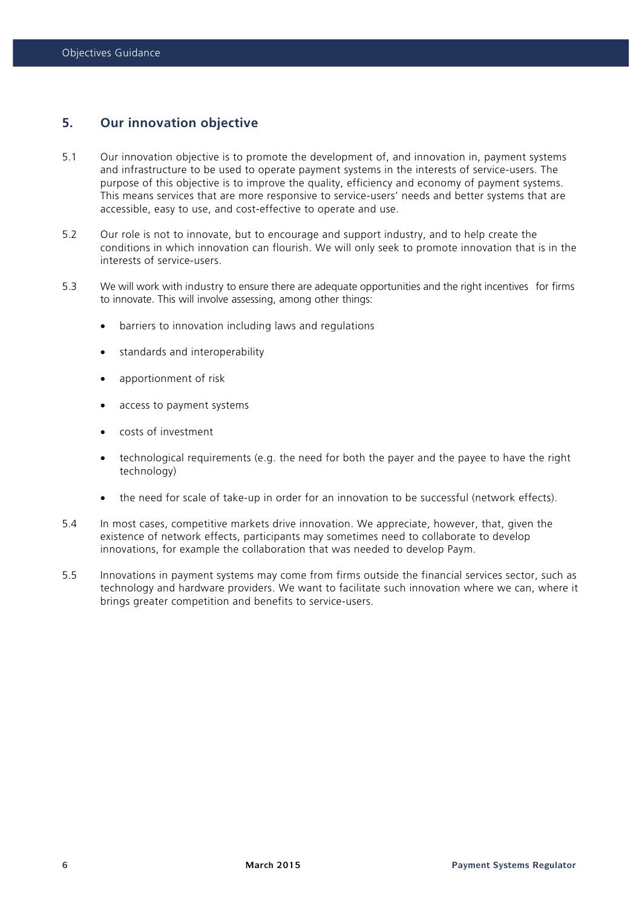## 5. Our innovation objective

5.1 Our innovation objective is to promote the development of, and innovation in, payment systems and infrastructure to be used to operate payment systems in the interests of service-users. The purpose of this objective is to improve the quality, efficiency and economy of payment systems. This means services that are more responsive to service-users' needs and better systems that are accessible, easy to use, and cost-effective to operate and use.

5.2 Our role is not to innovate, but to encourage and support industry, and to help create the conditions in which innovation can flourish. We will only seek to promote innovation that is in the interests of service-users.

5.3 We will work with industry to ensure there are adequate opportunities and the right incentives for firms to innovate. This will involve assessing, among other things:

- barriers to innovation including laws and regulations
- standards and interoperability
- apportionment of risk
- access to payment systems
- costs of investment
- technological requirements (e.g. the need for both the payer and the payee to have the right technology)
- the need for scale of take-up in order for an innovation to be successful (network effects).

5.4 In most cases, competitive markets drive innovation. We appreciate, however, that, given the existence of network effects, participants may sometimes need to collaborate to develop innovations, for example the collaboration that was needed to develop Paym.

5.5 Innovations in payment systems may come from firms outside the financial services sector, such as technology and hardware providers. We want to facilitate such innovation where we can, where it brings greater competition and benefits to service-users.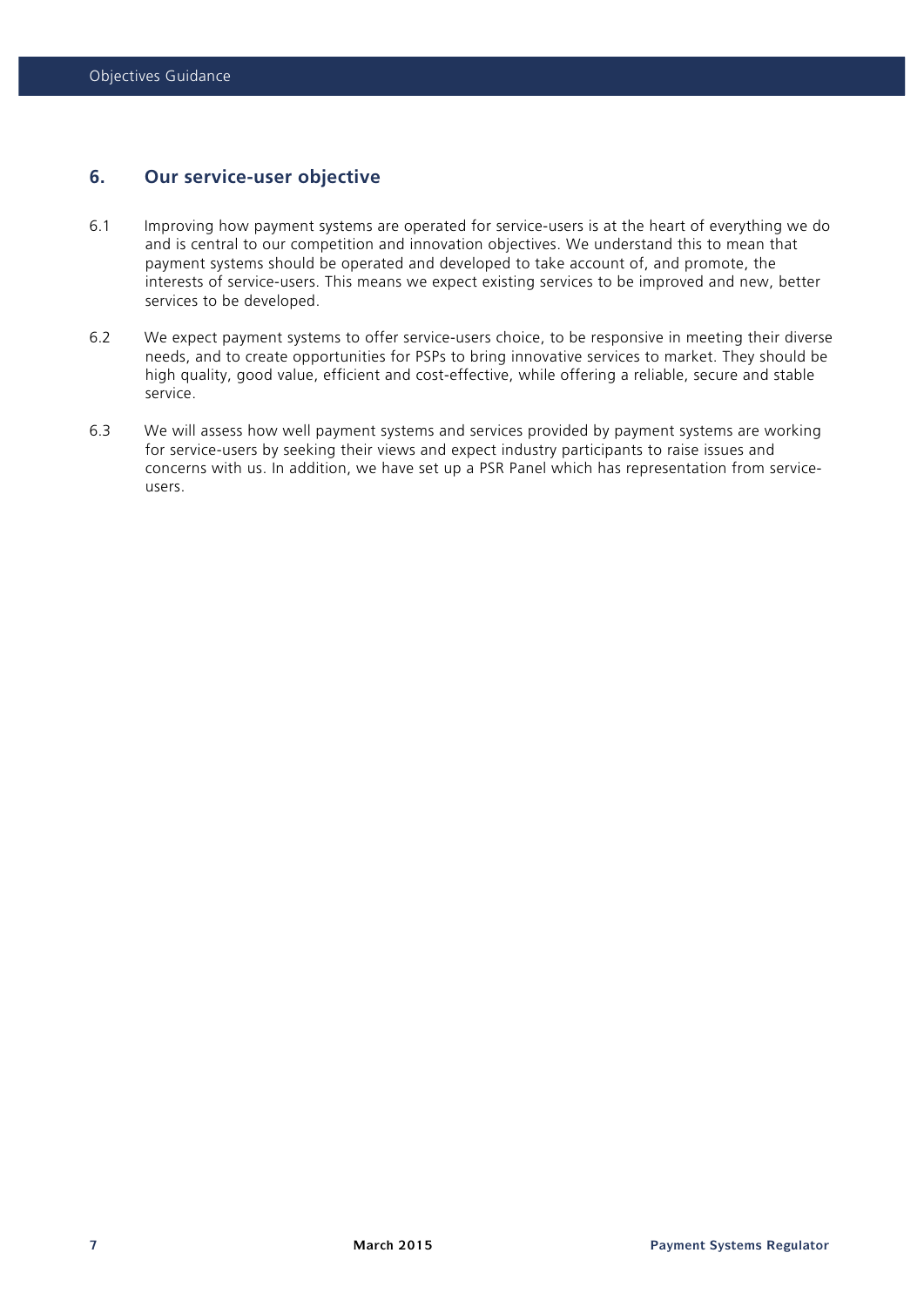## 6. Our service-user objective

6.1 Improving how payment systems are operated for service-users is at the heart of everything we do and is central to our competition and innovation objectives. We understand this to mean that payment systems should be operated and developed to take account of, and promote, the interests of service-users. This means we expect existing services to be improved and new, better services to be developed.

6.2 We expect payment systems to offer service-users choice, to be responsive in meeting their diverse needs, and to create opportunities for PSPs to bring innovative services to market. They should be high quality, good value, efficient and cost-effective, while offering a reliable, secure and stable service.

6.3 We will assess how well payment systems and services provided by payment systems are working for service-users by seeking their views and expect industry participants to raise issues and concerns with us. In addition, we have set up a PSR Panel which has representation from service-users.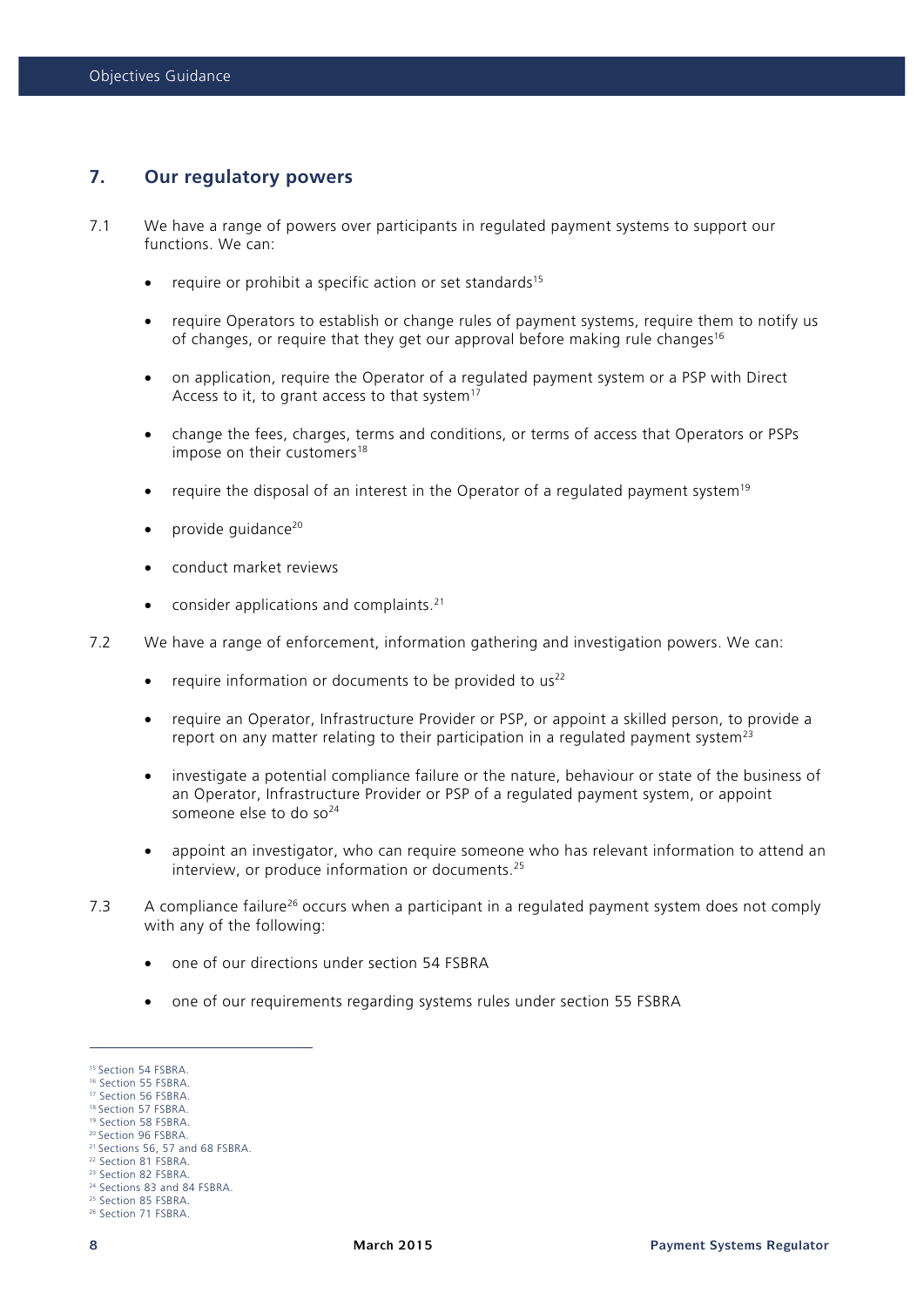## 7. Our regulatory powers

7.1 We have a range of powers over participants in regulated payment systems to support our functions. We can:

- require or prohibit a specific action or set standards[15]
- require Operators to establish or change rules of payment systems, require them to notify us of changes, or require that they get our approval before making rule changes[16]
- on application, require the Operator of a regulated payment system or a PSP with Direct Access to it, to grant access to that system[17]
- change the fees, charges, terms and conditions, or terms of access that Operators or PSPs impose on their customers[18]
- require the disposal of an interest in the Operator of a regulated payment system[19]
- provide guidance[20]
- conduct market reviews
- consider applications and complaints.[21]

7.2 We have a range of enforcement, information gathering and investigation powers. We can:

- require information or documents to be provided to us[22]
- require an Operator, Infrastructure Provider or PSP, or appoint a skilled person, to provide a report on any matter relating to their participation in a regulated payment system[23]
- investigate a potential compliance failure or the nature, behaviour or state of the business of an Operator, Infrastructure Provider or PSP of a regulated payment system, or appoint someone else to do so[24]
- appoint an investigator, who can require someone who has relevant information to attend an interview, or produce information or documents.[25]

7.3 A compliance failure[26] occurs when a participant in a regulated payment system does not comply with any of the following:

- one of our directions under section 54 FSBRA
- one of our requirements regarding systems rules under section 55 FSBRA

---

[15] Section 54 FSBRA.
[16] Section 55 FSBRA.
[17] Section 56 FSBRA.
[18] Section 57 FSBRA.
[19] Section 58 FSBRA.
[20] Section 96 FSBRA.
[21] Sections 56, 57 and 68 FSBRA.
[22] Section 81 FSBRA.
[23] Section 82 FSBRA.
[24] Sections 83 and 84 FSBRA.
[25] Section 85 FSBRA.
[26] Section 71 FSBRA.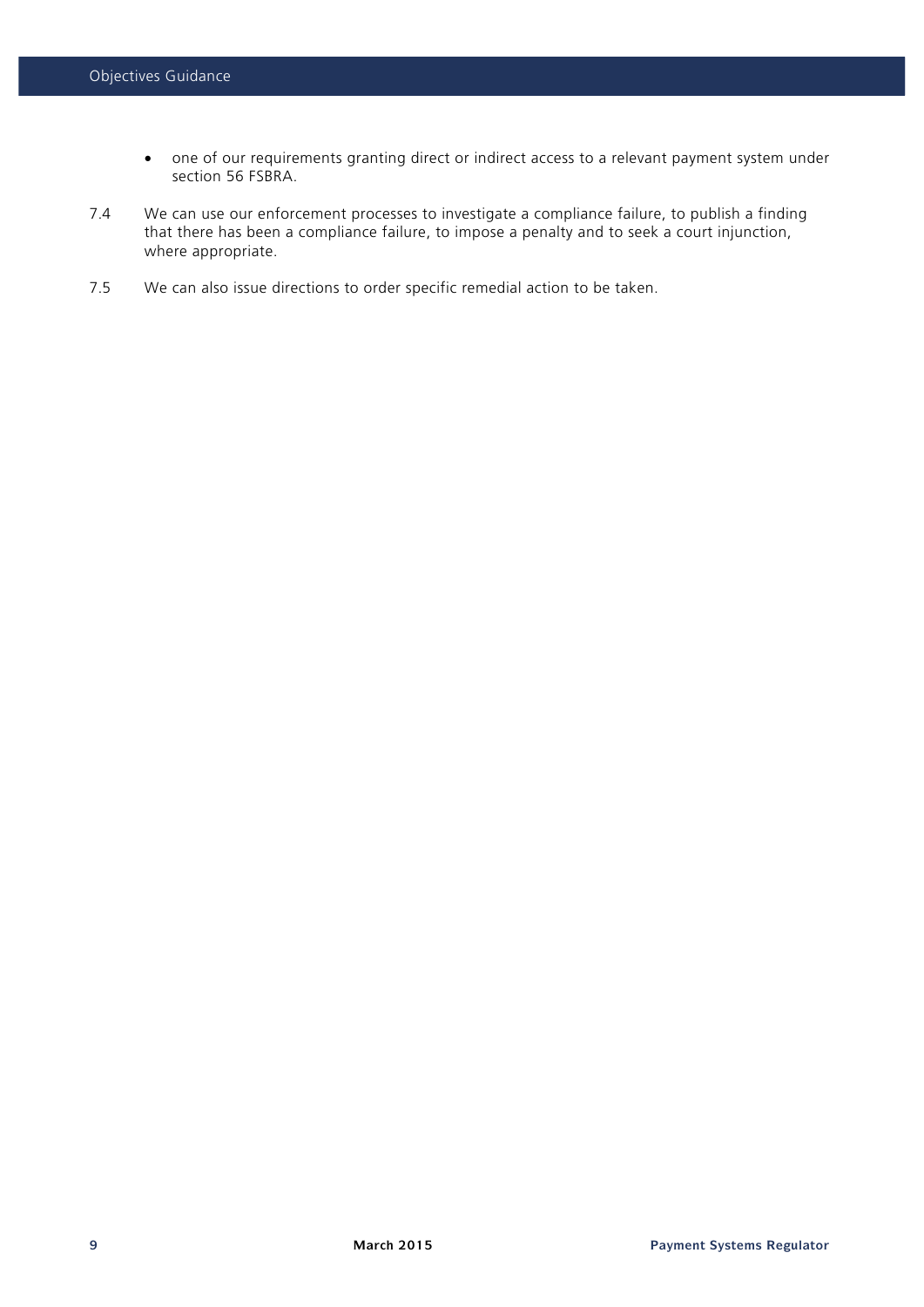- one of our requirements granting direct or indirect access to a relevant payment system under section 56 FSBRA.

7.4 We can use our enforcement processes to investigate a compliance failure, to publish a finding that there has been a compliance failure, to impose a penalty and to seek a court injunction, where appropriate.

7.5 We can also issue directions to order specific remedial action to be taken.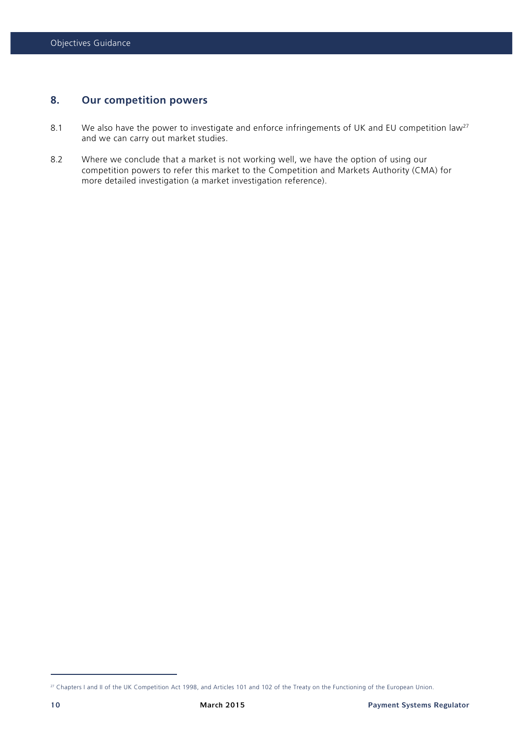## 8. Our competition powers

8.1 We also have the power to investigate and enforce infringements of UK and EU competition law[27] and we can carry out market studies.

8.2 Where we conclude that a market is not working well, we have the option of using our competition powers to refer this market to the Competition and Markets Authority (CMA) for more detailed investigation (a market investigation reference).

[27] Chapters I and II of the UK Competition Act 1998, and Articles 101 and 102 of the Treaty on the Functioning of the European Union.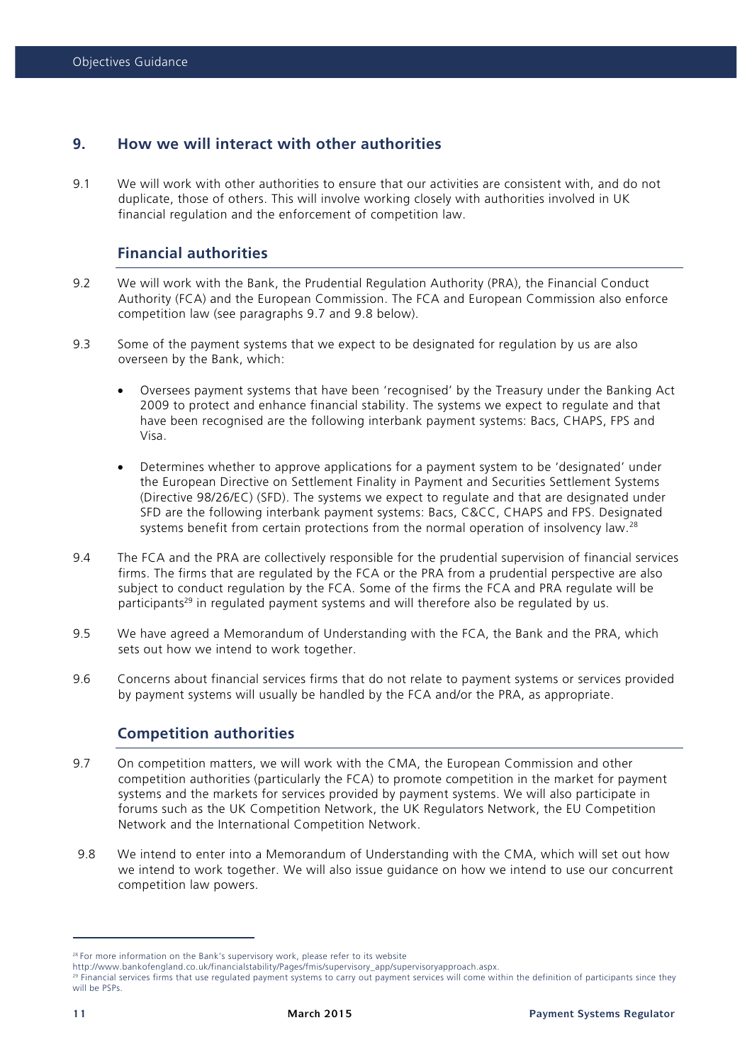## 9. How we will interact with other authorities

9.1 We will work with other authorities to ensure that our activities are consistent with, and do not duplicate, those of others. This will involve working closely with authorities involved in UK financial regulation and the enforcement of competition law.

### Financial authorities

9.2 We will work with the Bank, the Prudential Regulation Authority (PRA), the Financial Conduct Authority (FCA) and the European Commission. The FCA and European Commission also enforce competition law (see paragraphs 9.7 and 9.8 below).

9.3 Some of the payment systems that we expect to be designated for regulation by us are also overseen by the Bank, which:

- Oversees payment systems that have been 'recognised' by the Treasury under the Banking Act 2009 to protect and enhance financial stability. The systems we expect to regulate and that have been recognised are the following interbank payment systems: Bacs, CHAPS, FPS and Visa.
- Determines whether to approve applications for a payment system to be 'designated' under the European Directive on Settlement Finality in Payment and Securities Settlement Systems (Directive 98/26/EC) (SFD). The systems we expect to regulate and that are designated under SFD are the following interbank payment systems: Bacs, C&CC, CHAPS and FPS. Designated systems benefit from certain protections from the normal operation of insolvency law.[28]

9.4 The FCA and the PRA are collectively responsible for the prudential supervision of financial services firms. The firms that are regulated by the FCA or the PRA from a prudential perspective are also subject to conduct regulation by the FCA. Some of the firms the FCA and PRA regulate will be participants[29] in regulated payment systems and will therefore also be regulated by us.

9.5 We have agreed a Memorandum of Understanding with the FCA, the Bank and the PRA, which sets out how we intend to work together.

9.6 Concerns about financial services firms that do not relate to payment systems or services provided by payment systems will usually be handled by the FCA and/or the PRA, as appropriate.

### Competition authorities

9.7 On competition matters, we will work with the CMA, the European Commission and other competition authorities (particularly the FCA) to promote competition in the market for payment systems and the markets for services provided by payment systems. We will also participate in forums such as the UK Competition Network, the UK Regulators Network, the EU Competition Network and the International Competition Network.

9.8 We intend to enter into a Memorandum of Understanding with the CMA, which will set out how we intend to work together. We will also issue guidance on how we intend to use our concurrent competition law powers.

---

[28] For more information on the Bank's supervisory work, please refer to its website http://www.bankofengland.co.uk/financialstability/Pages/fmis/supervisory_app/supervisoryapproach.aspx.

[29] Financial services firms that use regulated payment systems to carry out payment services will come within the definition of participants since they will be PSPs.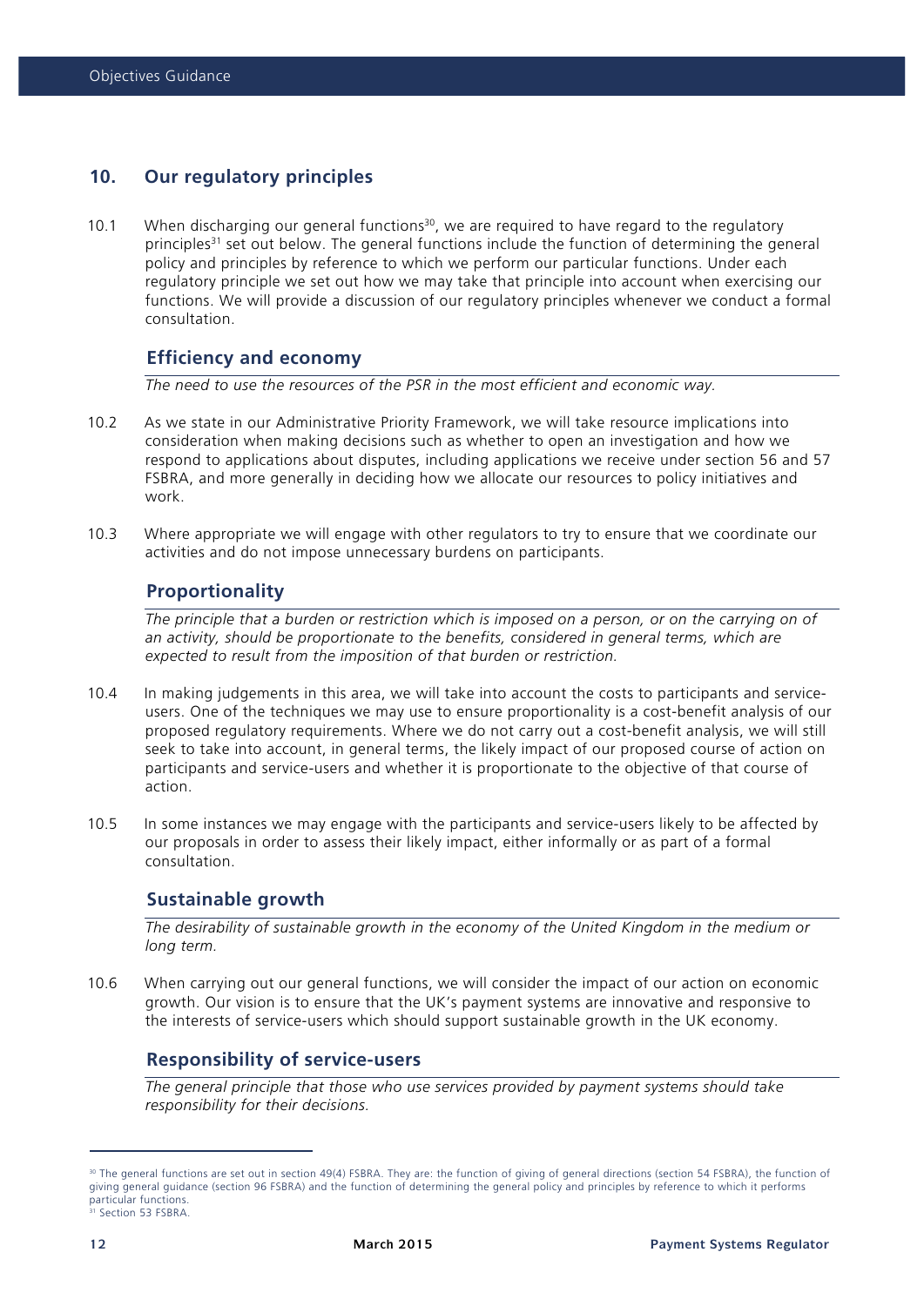## 10. Our regulatory principles

10.1 When discharging our general functions[30], we are required to have regard to the regulatory principles[31] set out below. The general functions include the function of determining the general policy and principles by reference to which we perform our particular functions. Under each regulatory principle we set out how we may take that principle into account when exercising our functions. We will provide a discussion of our regulatory principles whenever we conduct a formal consultation.

### Efficiency and economy

*The need to use the resources of the PSR in the most efficient and economic way.*

10.2 As we state in our Administrative Priority Framework, we will take resource implications into consideration when making decisions such as whether to open an investigation and how we respond to applications about disputes, including applications we receive under section 56 and 57 FSBRA, and more generally in deciding how we allocate our resources to policy initiatives and work.

10.3 Where appropriate we will engage with other regulators to try to ensure that we coordinate our activities and do not impose unnecessary burdens on participants.

### Proportionality

*The principle that a burden or restriction which is imposed on a person, or on the carrying on of an activity, should be proportionate to the benefits, considered in general terms, which are expected to result from the imposition of that burden or restriction.*

10.4 In making judgements in this area, we will take into account the costs to participants and service-users. One of the techniques we may use to ensure proportionality is a cost-benefit analysis of our proposed regulatory requirements. Where we do not carry out a cost-benefit analysis, we will still seek to take into account, in general terms, the likely impact of our proposed course of action on participants and service-users and whether it is proportionate to the objective of that course of action.

10.5 In some instances we may engage with the participants and service-users likely to be affected by our proposals in order to assess their likely impact, either informally or as part of a formal consultation.

### Sustainable growth

*The desirability of sustainable growth in the economy of the United Kingdom in the medium or long term.*

10.6 When carrying out our general functions, we will consider the impact of our action on economic growth. Our vision is to ensure that the UK's payment systems are innovative and responsive to the interests of service-users which should support sustainable growth in the UK economy.

### Responsibility of service-users

*The general principle that those who use services provided by payment systems should take responsibility for their decisions.*

---

[30] The general functions are set out in section 49(4) FSBRA. They are: the function of giving of general directions (section 54 FSBRA), the function of giving general guidance (section 96 FSBRA) and the function of determining the general policy and principles by reference to which it performs particular functions.

[31] Section 53 FSBRA.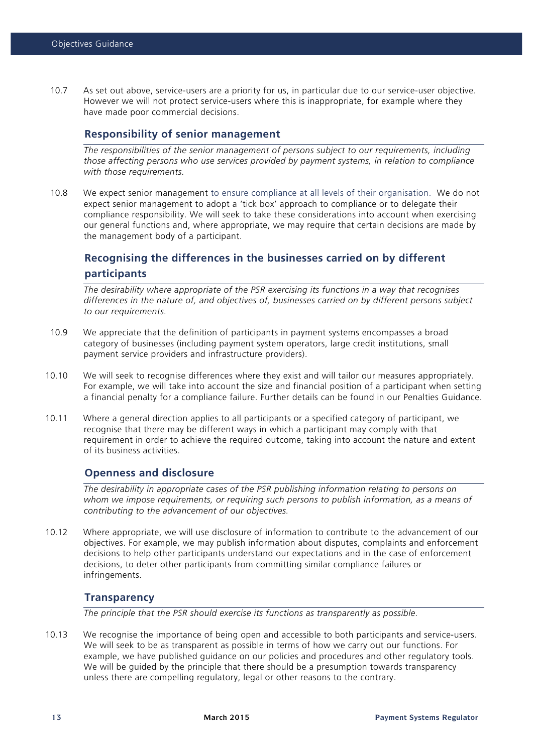10.7 As set out above, service-users are a priority for us, in particular due to our service-user objective. However we will not protect service-users where this is inappropriate, for example where they have made poor commercial decisions.

### Responsibility of senior management

*The responsibilities of the senior management of persons subject to our requirements, including those affecting persons who use services provided by payment systems, in relation to compliance with those requirements.*

10.8 We expect senior management to ensure compliance at all levels of their organisation. We do not expect senior management to adopt a 'tick box' approach to compliance or to delegate their compliance responsibility. We will seek to take these considerations into account when exercising our general functions and, where appropriate, we may require that certain decisions are made by the management body of a participant.

### Recognising the differences in the businesses carried on by different participants

*The desirability where appropriate of the PSR exercising its functions in a way that recognises differences in the nature of, and objectives of, businesses carried on by different persons subject to our requirements.*

10.9 We appreciate that the definition of participants in payment systems encompasses a broad category of businesses (including payment system operators, large credit institutions, small payment service providers and infrastructure providers).

10.10 We will seek to recognise differences where they exist and will tailor our measures appropriately. For example, we will take into account the size and financial position of a participant when setting a financial penalty for a compliance failure. Further details can be found in our Penalties Guidance.

10.11 Where a general direction applies to all participants or a specified category of participant, we recognise that there may be different ways in which a participant may comply with that requirement in order to achieve the required outcome, taking into account the nature and extent of its business activities.

### Openness and disclosure

*The desirability in appropriate cases of the PSR publishing information relating to persons on whom we impose requirements, or requiring such persons to publish information, as a means of contributing to the advancement of our objectives.*

10.12 Where appropriate, we will use disclosure of information to contribute to the advancement of our objectives. For example, we may publish information about disputes, complaints and enforcement decisions to help other participants understand our expectations and in the case of enforcement decisions, to deter other participants from committing similar compliance failures or infringements.

### Transparency

*The principle that the PSR should exercise its functions as transparently as possible.*

10.13 We recognise the importance of being open and accessible to both participants and service-users. We will seek to be as transparent as possible in terms of how we carry out our functions. For example, we have published guidance on our policies and procedures and other regulatory tools. We will be guided by the principle that there should be a presumption towards transparency unless there are compelling regulatory, legal or other reasons to the contrary.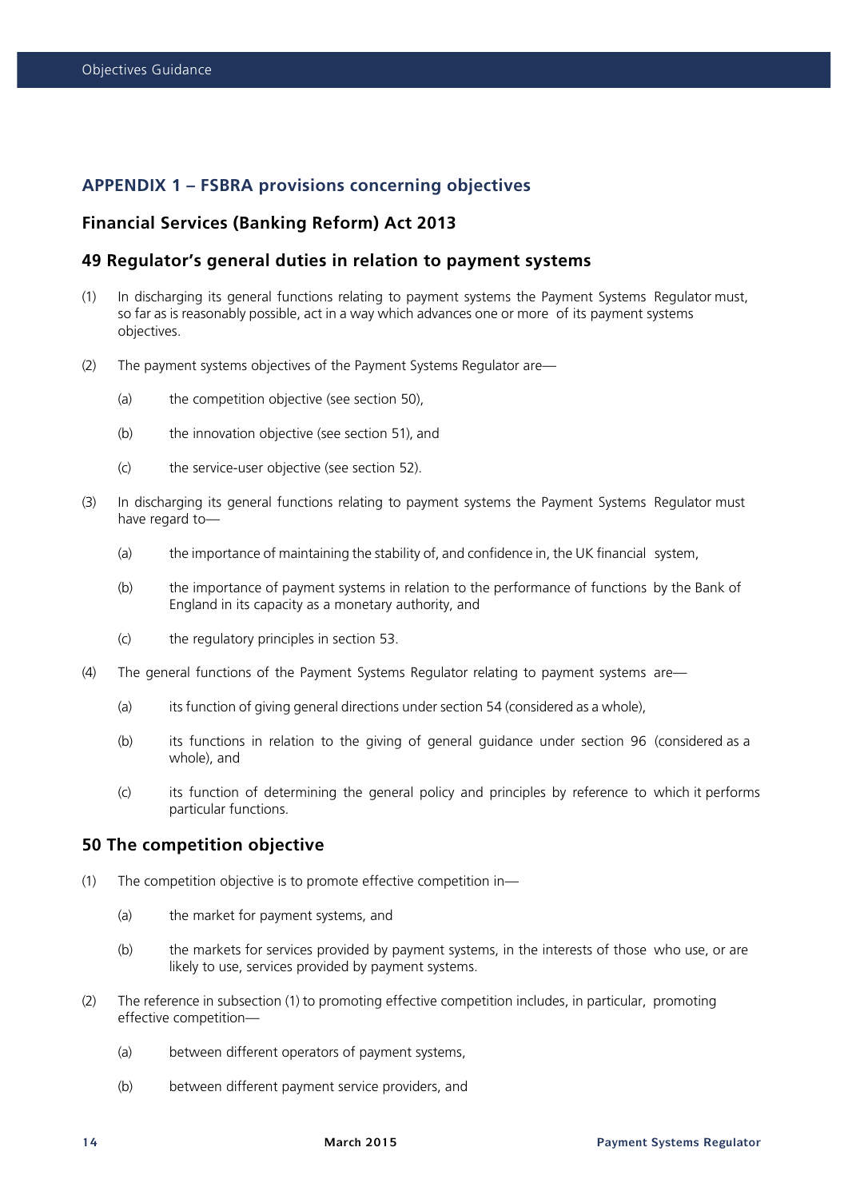## APPENDIX 1 – FSBRA provisions concerning objectives

### Financial Services (Banking Reform) Act 2013

### 49 Regulator's general duties in relation to payment systems

(1) In discharging its general functions relating to payment systems the Payment Systems Regulator must, so far as is reasonably possible, act in a way which advances one or more of its payment systems objectives.

(2) The payment systems objectives of the Payment Systems Regulator are—

  (a) the competition objective (see section 50),

  (b) the innovation objective (see section 51), and

  (c) the service-user objective (see section 52).

(3) In discharging its general functions relating to payment systems the Payment Systems Regulator must have regard to—

  (a) the importance of maintaining the stability of, and confidence in, the UK financial system,

  (b) the importance of payment systems in relation to the performance of functions by the Bank of England in its capacity as a monetary authority, and

  (c) the regulatory principles in section 53.

(4) The general functions of the Payment Systems Regulator relating to payment systems are—

  (a) its function of giving general directions under section 54 (considered as a whole),

  (b) its functions in relation to the giving of general guidance under section 96 (considered as a whole), and

  (c) its function of determining the general policy and principles by reference to which it performs particular functions.

### 50 The competition objective

(1) The competition objective is to promote effective competition in—

  (a) the market for payment systems, and

  (b) the markets for services provided by payment systems, in the interests of those who use, or are likely to use, services provided by payment systems.

(2) The reference in subsection (1) to promoting effective competition includes, in particular, promoting effective competition—

  (a) between different operators of payment systems,

  (b) between different payment service providers, and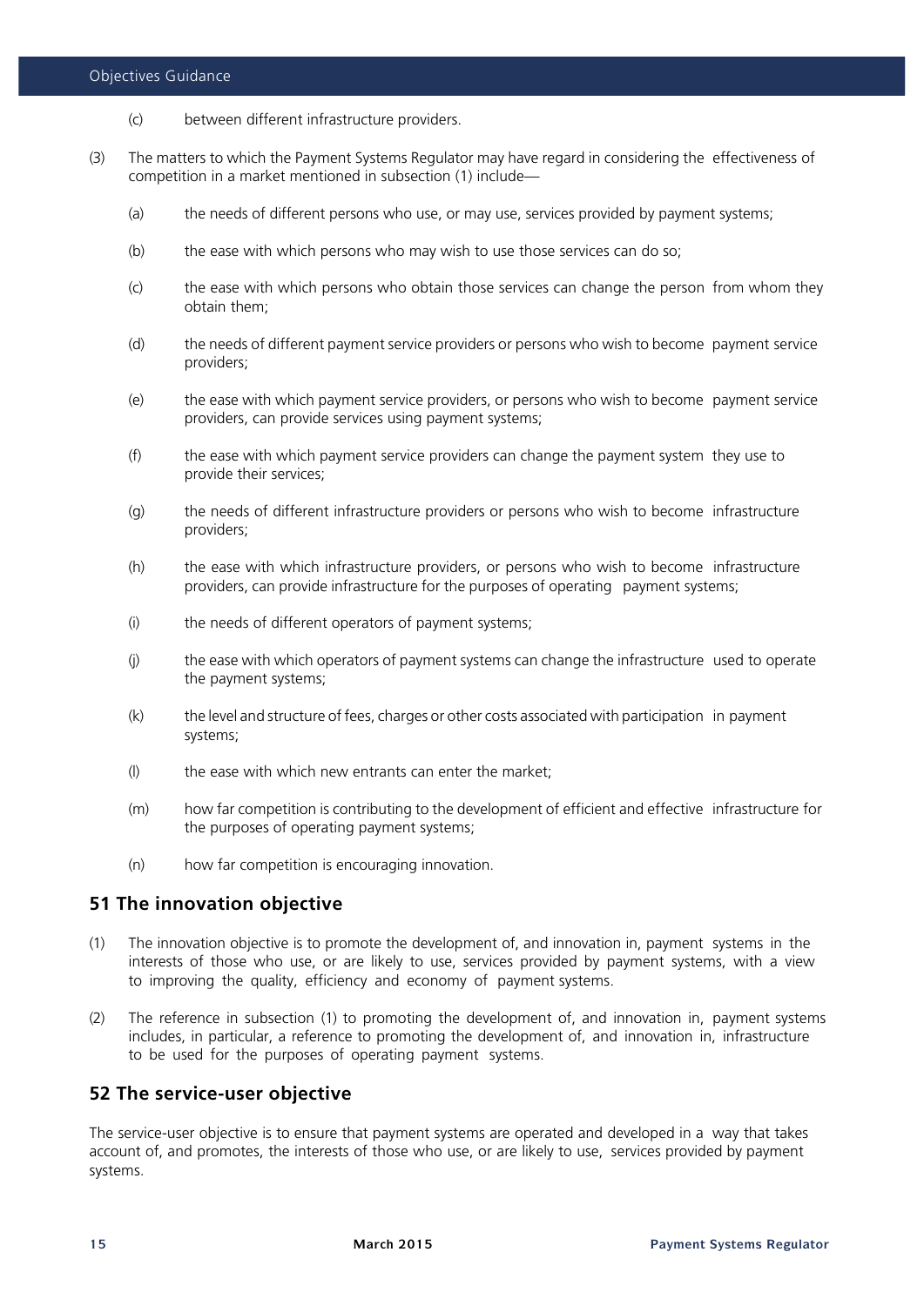(c) between different infrastructure providers.

(3) The matters to which the Payment Systems Regulator may have regard in considering the effectiveness of competition in a market mentioned in subsection (1) include—

(a) the needs of different persons who use, or may use, services provided by payment systems;

(b) the ease with which persons who may wish to use those services can do so;

(c) the ease with which persons who obtain those services can change the person from whom they obtain them;

(d) the needs of different payment service providers or persons who wish to become payment service providers;

(e) the ease with which payment service providers, or persons who wish to become payment service providers, can provide services using payment systems;

(f) the ease with which payment service providers can change the payment system they use to provide their services;

(g) the needs of different infrastructure providers or persons who wish to become infrastructure providers;

(h) the ease with which infrastructure providers, or persons who wish to become infrastructure providers, can provide infrastructure for the purposes of operating payment systems;

(i) the needs of different operators of payment systems;

(j) the ease with which operators of payment systems can change the infrastructure used to operate the payment systems;

(k) the level and structure of fees, charges or other costs associated with participation in payment systems;

(l) the ease with which new entrants can enter the market;

(m) how far competition is contributing to the development of efficient and effective infrastructure for the purposes of operating payment systems;

(n) how far competition is encouraging innovation.

## 51 The innovation objective

(1) The innovation objective is to promote the development of, and innovation in, payment systems in the interests of those who use, or are likely to use, services provided by payment systems, with a view to improving the quality, efficiency and economy of payment systems.

(2) The reference in subsection (1) to promoting the development of, and innovation in, payment systems includes, in particular, a reference to promoting the development of, and innovation in, infrastructure to be used for the purposes of operating payment systems.

## 52 The service-user objective

The service-user objective is to ensure that payment systems are operated and developed in a way that takes account of, and promotes, the interests of those who use, or are likely to use, services provided by payment systems.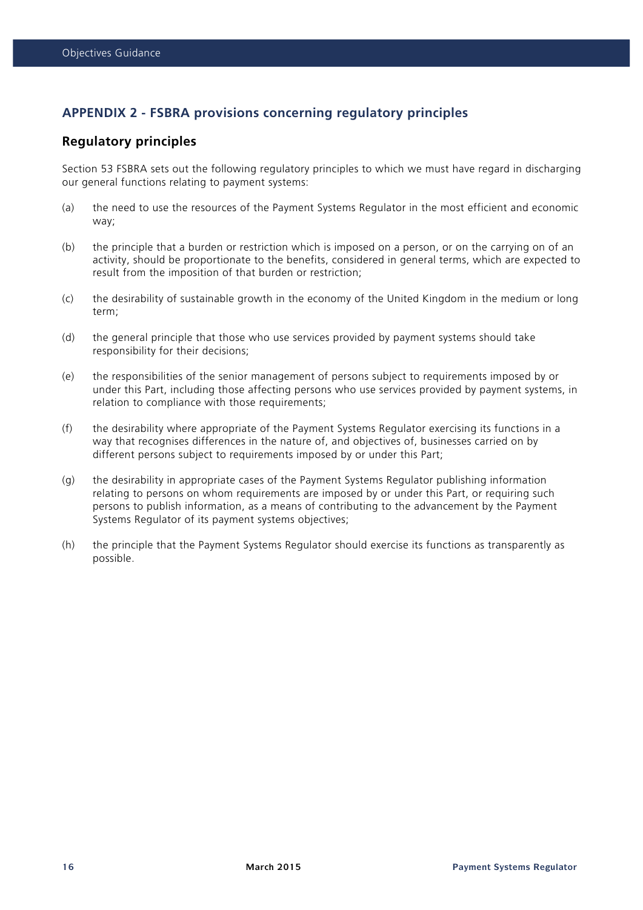## APPENDIX 2 - FSBRA provisions concerning regulatory principles

### Regulatory principles

Section 53 FSBRA sets out the following regulatory principles to which we must have regard in discharging our general functions relating to payment systems:

(a) the need to use the resources of the Payment Systems Regulator in the most efficient and economic way;

(b) the principle that a burden or restriction which is imposed on a person, or on the carrying on of an activity, should be proportionate to the benefits, considered in general terms, which are expected to result from the imposition of that burden or restriction;

(c) the desirability of sustainable growth in the economy of the United Kingdom in the medium or long term;

(d) the general principle that those who use services provided by payment systems should take responsibility for their decisions;

(e) the responsibilities of the senior management of persons subject to requirements imposed by or under this Part, including those affecting persons who use services provided by payment systems, in relation to compliance with those requirements;

(f) the desirability where appropriate of the Payment Systems Regulator exercising its functions in a way that recognises differences in the nature of, and objectives of, businesses carried on by different persons subject to requirements imposed by or under this Part;

(g) the desirability in appropriate cases of the Payment Systems Regulator publishing information relating to persons on whom requirements are imposed by or under this Part, or requiring such persons to publish information, as a means of contributing to the advancement by the Payment Systems Regulator of its payment systems objectives;

(h) the principle that the Payment Systems Regulator should exercise its functions as transparently as possible.